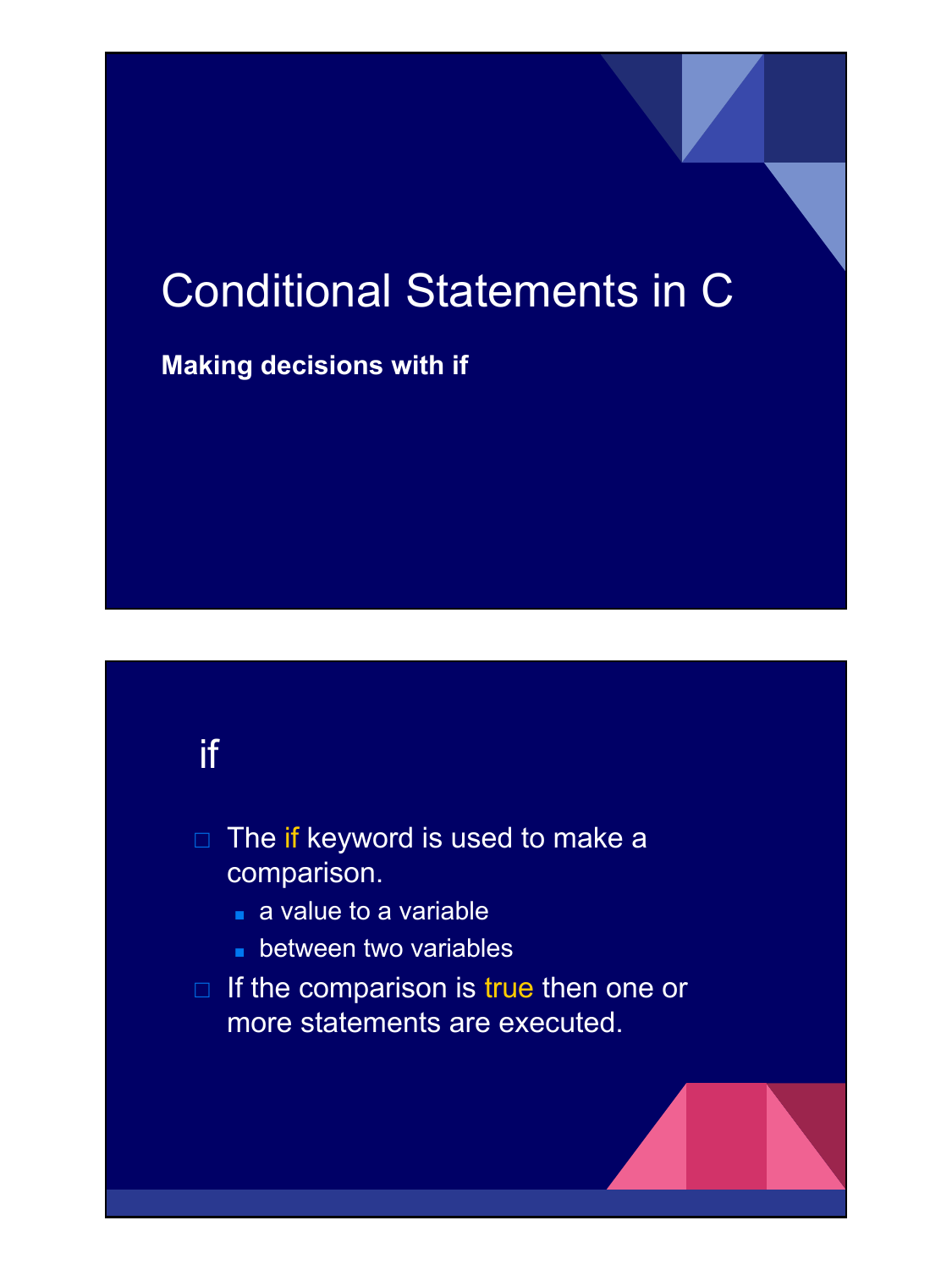# Conditional Statements in C

**Making decisions with if**

## if

- The if keyword is used to make a comparison.
  - a value to a variable
  - between two variables
- If the comparison is true then one or more statements are executed.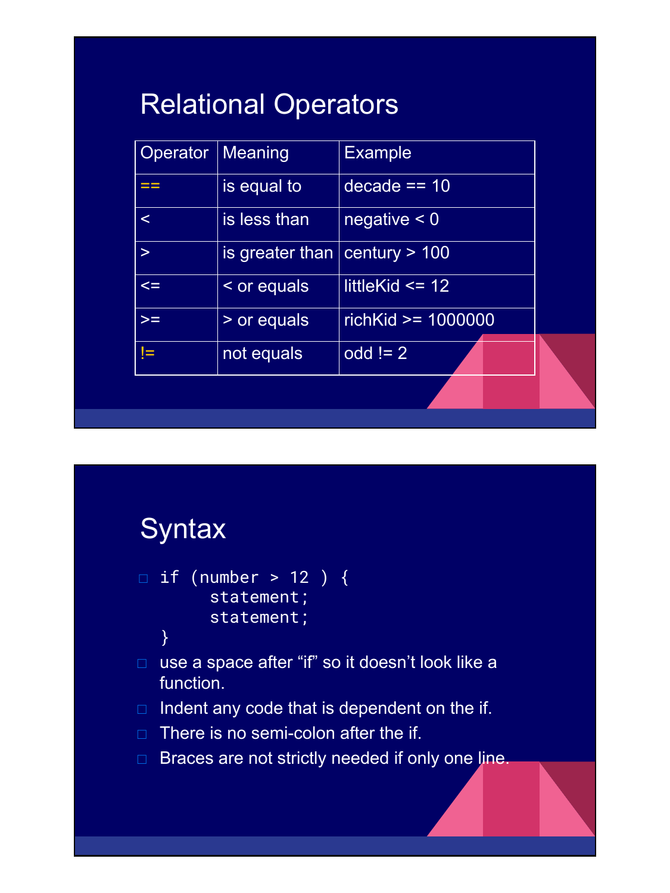## Relational Operators

| Operator | Meaning | Example |
|---|---|---|
| == | is equal to | decade == 10 |
| < | is less than | negative < 0 |
| > | is greater than | century > 100 |
| <= | < or equals | littleKid <= 12 |
| >= | > or equals | richKid >= 1000000 |
| != | not equals | odd != 2 |

## Syntax

- ```
  if (number > 12 ) {
        statement;
        statement;
  }
  ```
- use a space after "if" so it doesn't look like a function.
- Indent any code that is dependent on the if.
- There is no semi-colon after the if.
- Braces are not strictly needed if only one line.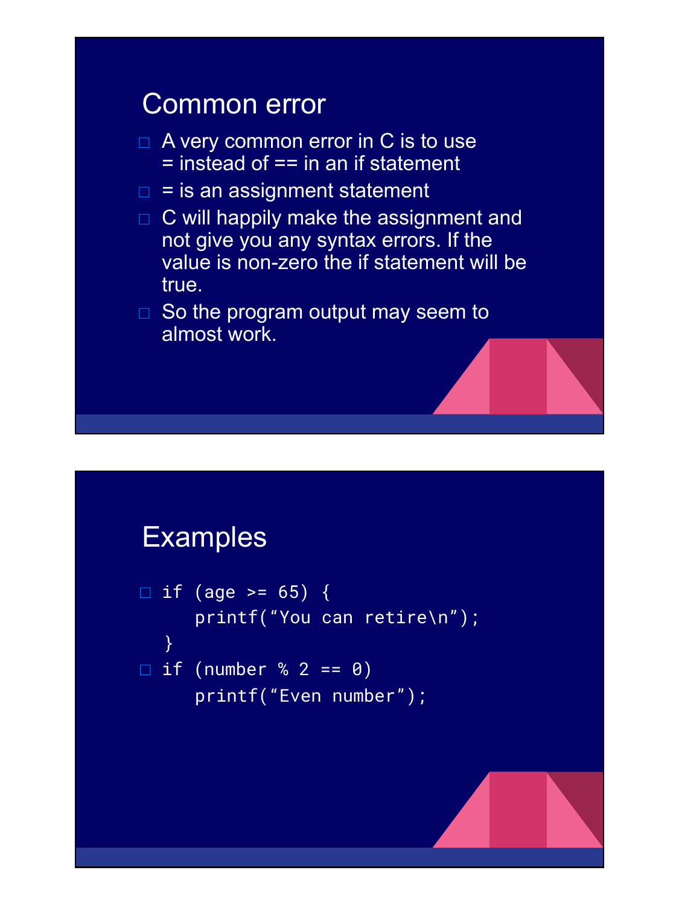## Common error

- A very common error in C is to use = instead of == in an if statement
- = is an assignment statement
- C will happily make the assignment and not give you any syntax errors. If the value is non-zero the if statement will be true.
- So the program output may seem to almost work.

## Examples

```
if (age >= 65) {
    printf("You can retire\n");
}
```

```
if (number % 2 == 0)
    printf("Even number");
```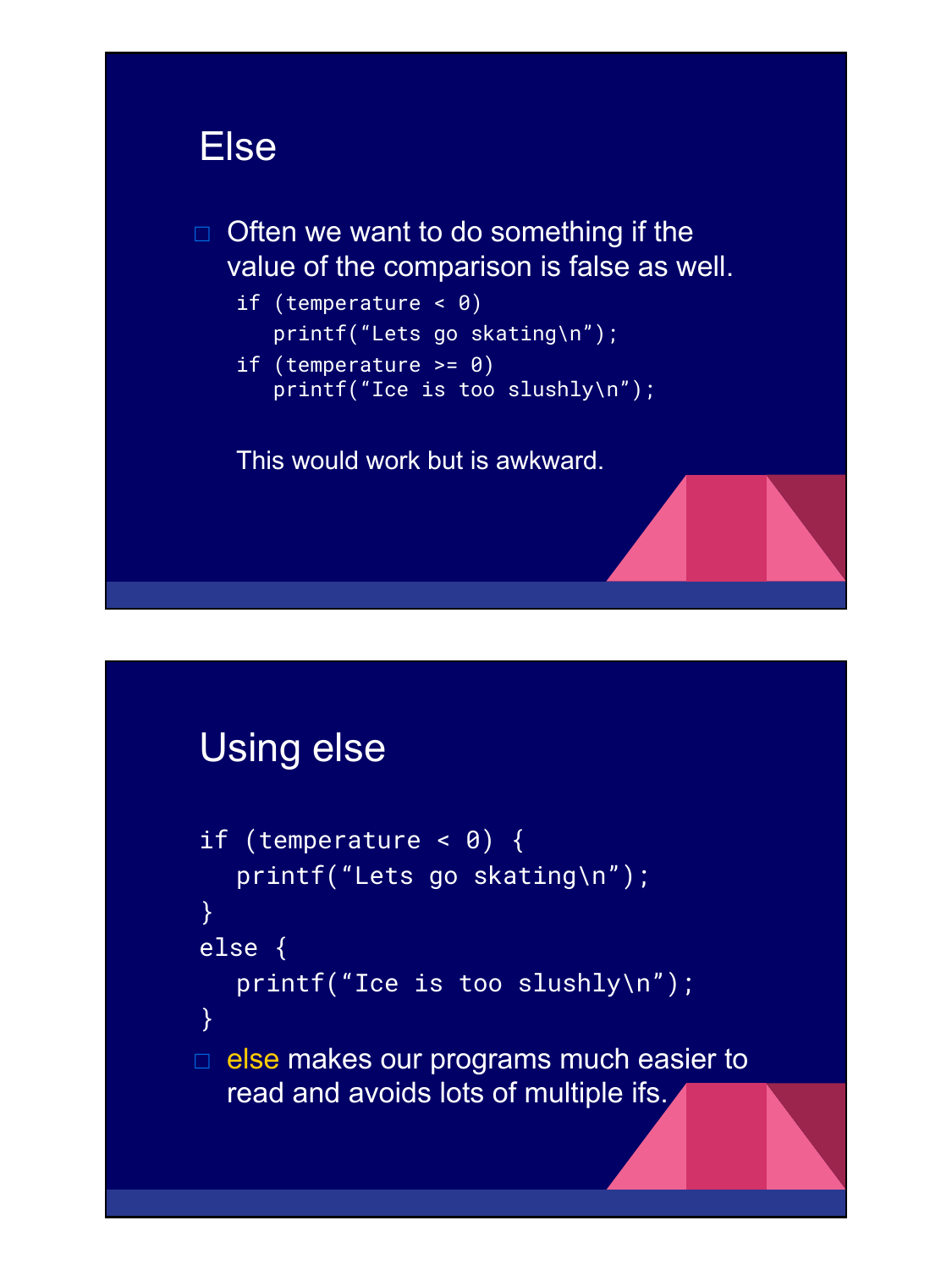## Else

- Often we want to do something if the value of the comparison is false as well.

```
if (temperature < 0)
   printf(“Lets go skating\n”);
if (temperature >= 0)
   printf(“Ice is too slushly\n”);
```

This would work but is awkward.

## Using else

```
if (temperature < 0) {
   printf(“Lets go skating\n”);
}
else {
   printf(“Ice is too slushly\n”);
}
```

- else makes our programs much easier to read and avoids lots of multiple ifs.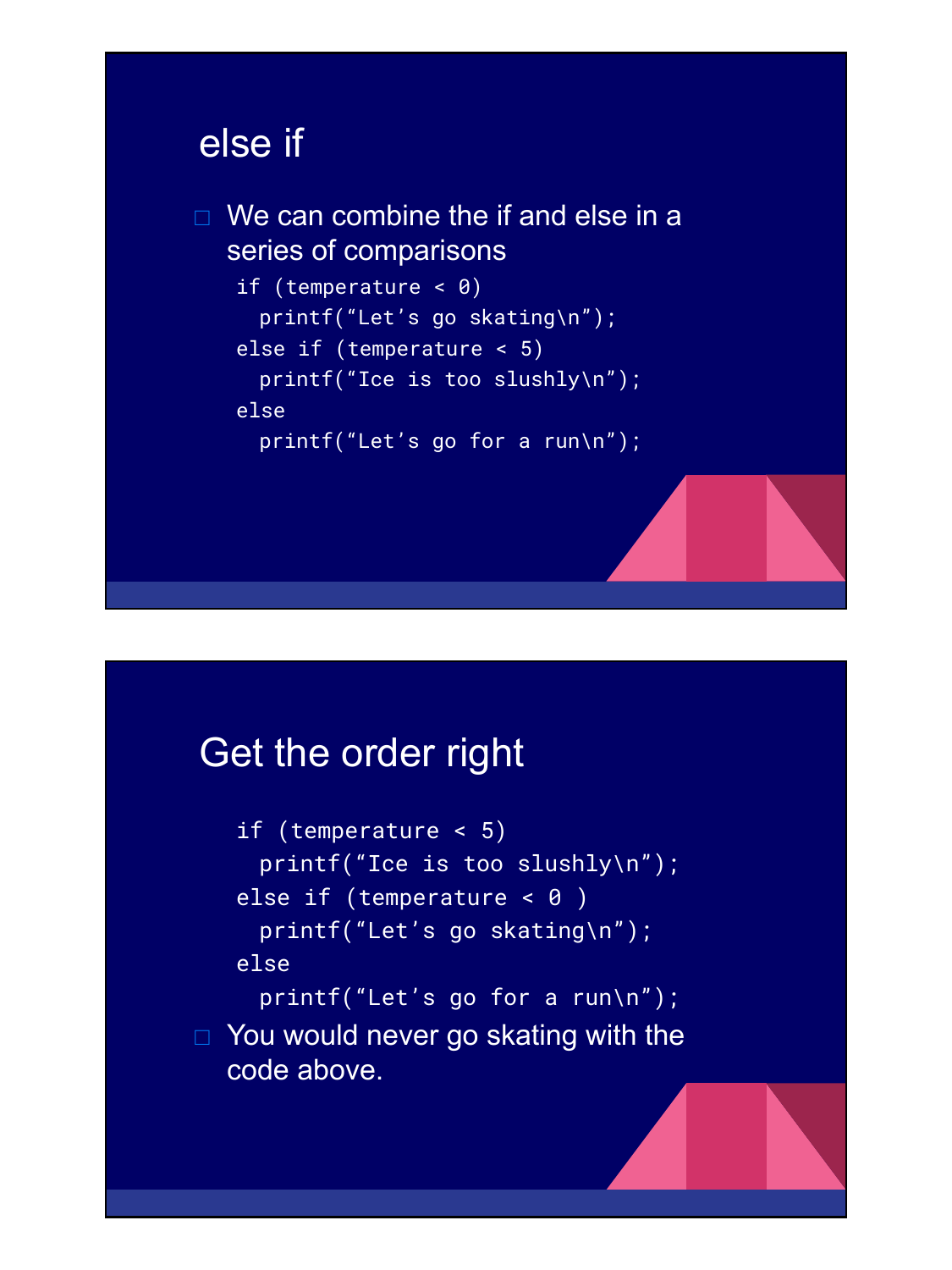## else if

- We can combine the if and else in a series of comparisons

```
if (temperature < 0)
  printf(“Let’s go skating\n”);
else if (temperature < 5)
  printf(“Ice is too slushly\n”);
else
  printf(“Let’s go for a run\n”);
```

## Get the order right

```
if (temperature < 5)
  printf(“Ice is too slushly\n”);
else if (temperature < 0 )
  printf(“Let’s go skating\n”);
else
  printf(“Let’s go for a run\n”);
```

- You would never go skating with the code above.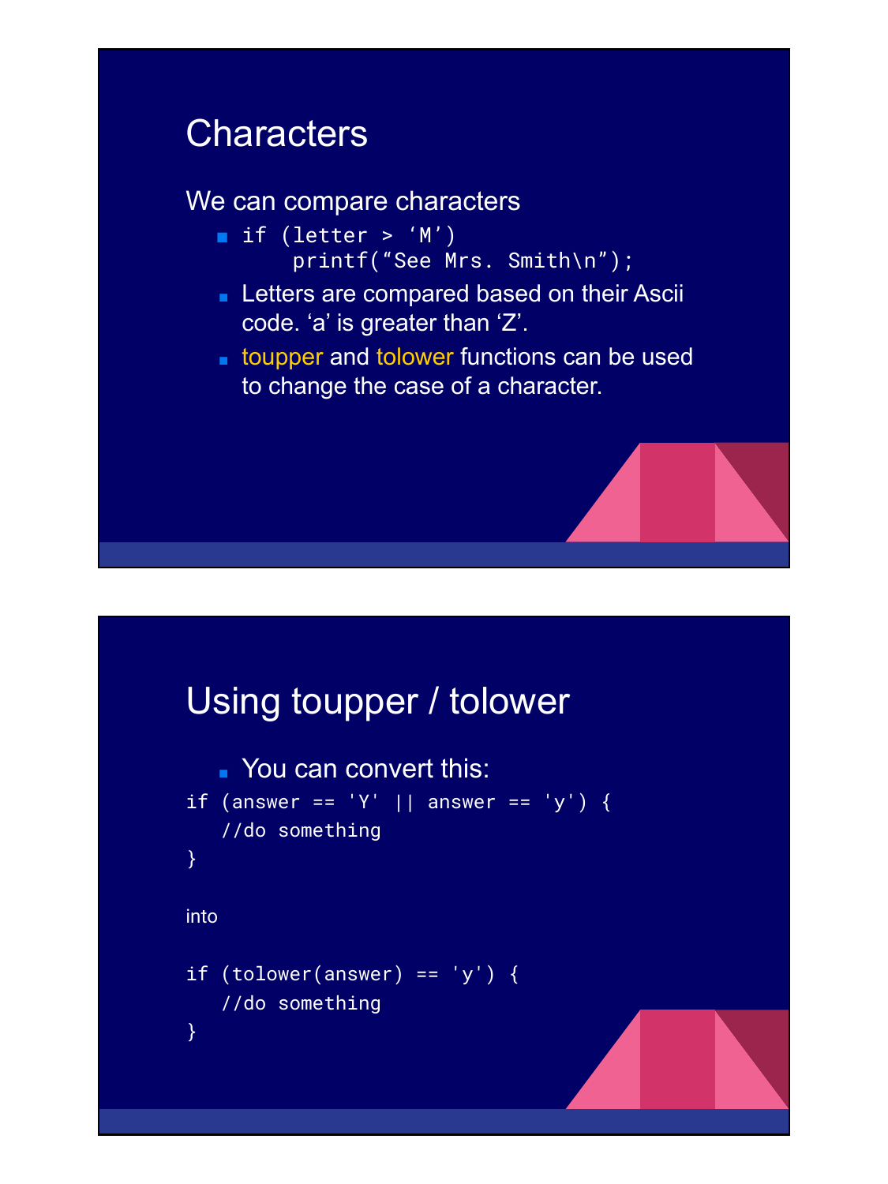## Characters

We can compare characters

- ```
  if (letter > 'M')
      printf("See Mrs. Smith\n");
  ```
- Letters are compared based on their Ascii code. 'a' is greater than 'Z'.
- toupper and tolower functions can be used to change the case of a character.

## Using toupper / tolower

- You can convert this:

```
if (answer == 'Y' || answer == 'y') {
   //do something
}
```

into

```
if (tolower(answer) == 'y') {
   //do something
}
```